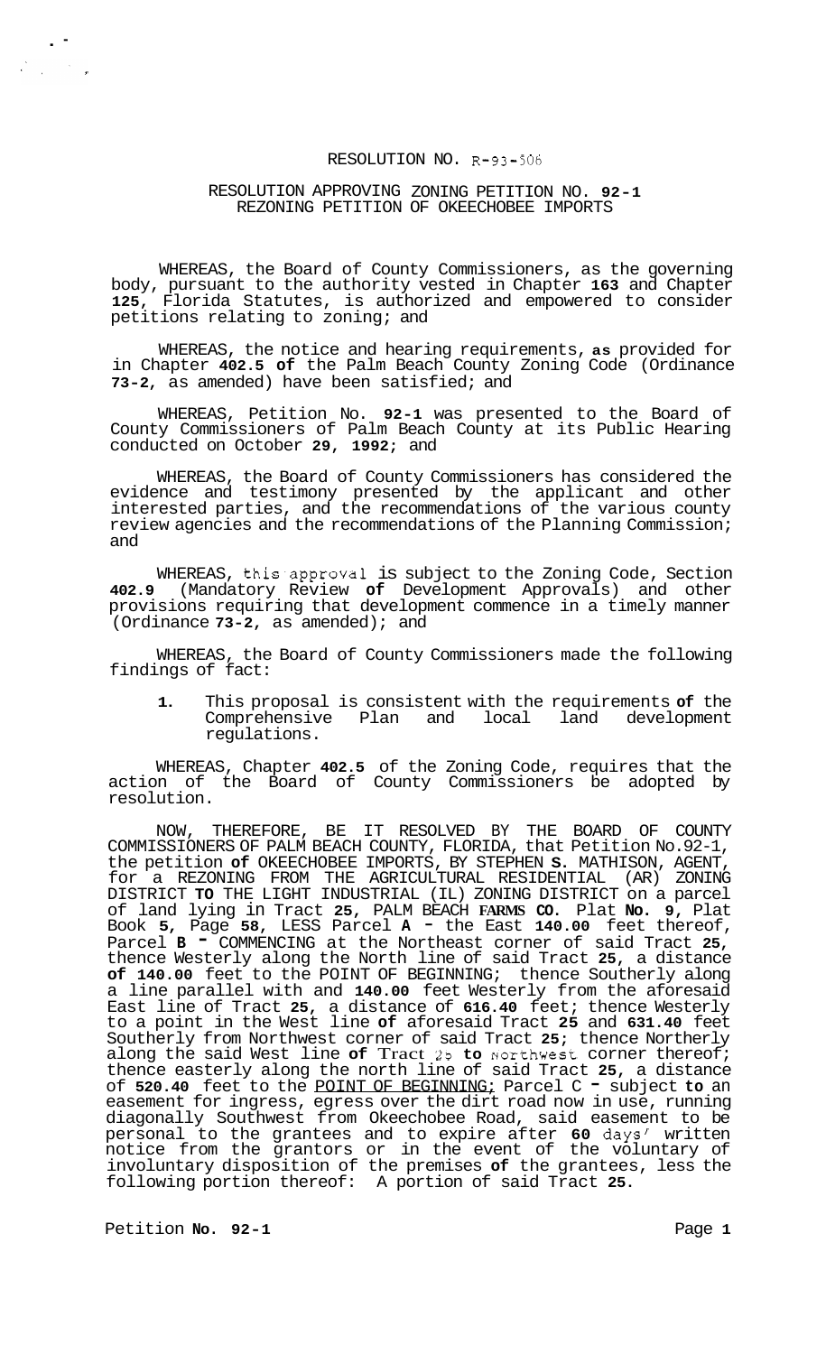RESOLUTION NO. R-93-506

RESOLUTION APPROVING ZONING PETITION NO. 92-1
REZONING PETITION OF OKEECHOBEE IMPORTS

WHEREAS, the Board of County Commissioners, as the governing body, pursuant to the authority vested in Chapter 163 and Chapter 125, Florida Statutes, is authorized and empowered to consider petitions relating to zoning; and

WHEREAS, the notice and hearing requirements, as provided for in Chapter 402.5 of the Palm Beach County Zoning Code (Ordinance 73-2, as amended) have been satisfied; and

WHEREAS, Petition No. 92-1 was presented to the Board of County Commissioners of Palm Beach County at its Public Hearing conducted on October 29, 1992; and

WHEREAS, the Board of County Commissioners has considered the evidence and testimony presented by the applicant and other interested parties, and the recommendations of the various county review agencies and the recommendations of the Planning Commission; and

WHEREAS, this approval is subject to the Zoning Code, Section 402.9 (Mandatory Review of Development Approvals) and other provisions requiring that development commence in a timely manner (Ordinance 73-2, as amended); and

WHEREAS, the Board of County Commissioners made the following findings of fact:

1. This proposal is consistent with the requirements of the Comprehensive Plan and local land development regulations.

WHEREAS, Chapter 402.5 of the Zoning Code, requires that the action of the Board of County Commissioners be adopted by resolution.

NOW, THEREFORE, BE IT RESOLVED BY THE BOARD OF COUNTY COMMISSIONERS OF PALM BEACH COUNTY, FLORIDA, that Petition No.92-1, the petition of OKEECHOBEE IMPORTS, BY STEPHEN S. MATHISON, AGENT, for a REZONING FROM THE AGRICULTURAL RESIDENTIAL (AR) ZONING DISTRICT TO THE LIGHT INDUSTRIAL (IL) ZONING DISTRICT on a parcel of land lying in Tract 25, PALM BEACH FARMS CO. Plat No. 9, Plat Book 5, Page 58, LESS Parcel A - the East 140.00 feet thereof, Parcel B - COMMENCING at the Northeast corner of said Tract 25, thence Westerly along the North line of said Tract 25, a distance of 140.00 feet to the POINT OF BEGINNING; thence Southerly along a line parallel with and 140.00 feet Westerly from the aforesaid East line of Tract 25, a distance of 616.40 feet; thence Westerly to a point in the West line of aforesaid Tract 25 and 631.40 feet Southerly from Northwest corner of said Tract 25; thence Northerly along the said West line of Tract 25 to Northwest corner thereof; thence easterly along the north line of said Tract 25, a distance of 520.40 feet to the POINT OF BEGINNING; Parcel C - subject to an easement for ingress, egress over the dirt road now in use, running diagonally Southwest from Okeechobee Road, said easement to be personal to the grantees and to expire after 60 days' written notice from the grantors or in the event of the voluntary of involuntary disposition of the premises of the grantees, less the following portion thereof: A portion of said Tract 25.

Petition No. 92-1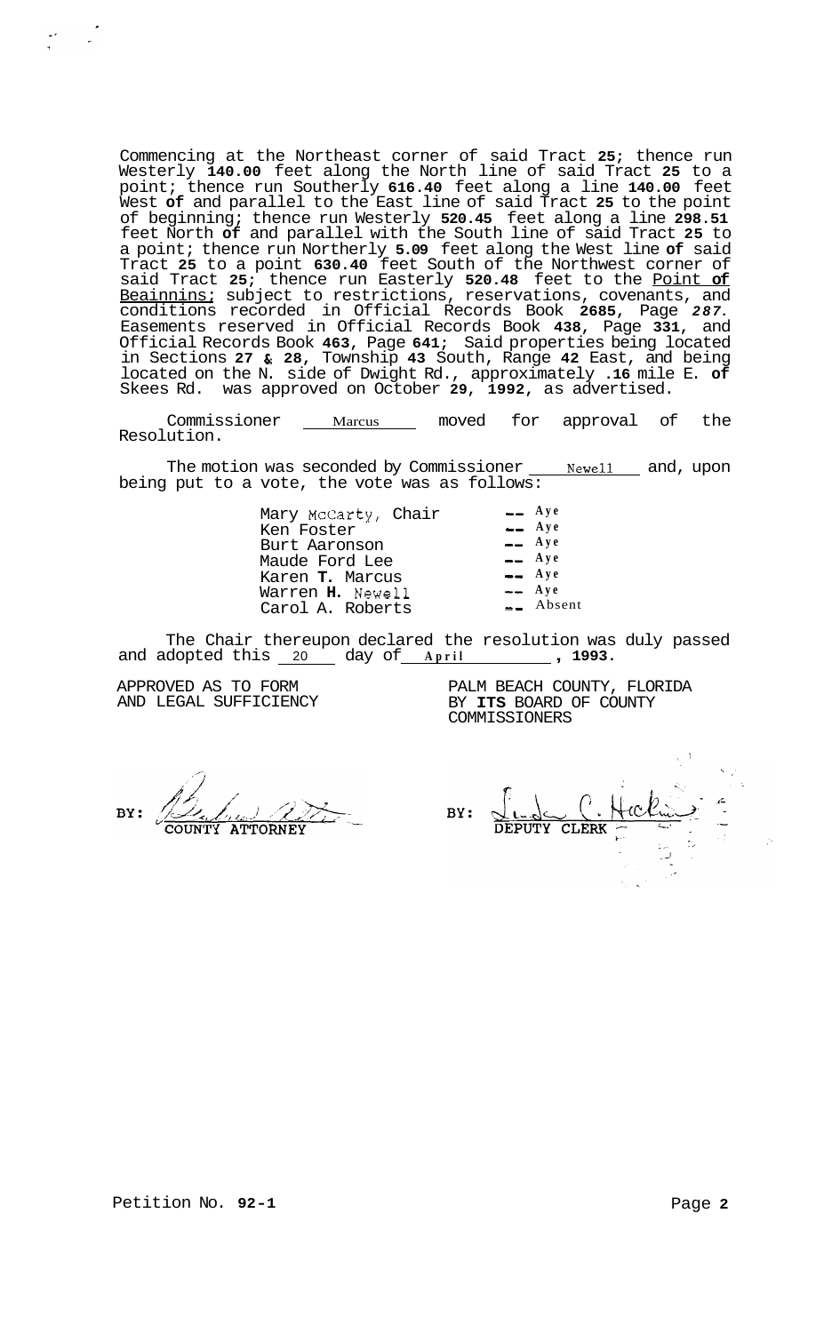Commencing at the Northeast corner of said Tract **25**; thence run Westerly **140.00** feet along the North line of said Tract **25** to a point; thence run Southerly **616.40** feet along a line **140.00** feet West **of** and parallel to the East line of said Tract **25** to the point of beginning; thence run Westerly **520.45** feet along a line **298.51** feet North **of** and parallel with the South line of said Tract **25** to a point; thence run Northerly **5.09** feet along the West line **of** said Tract **25** to a point **630.40** feet South of the Northwest corner of said Tract **25**; thence run Easterly **520.48** feet to the Point **of** Beainnins; subject to restrictions, reservations, covenants, and conditions recorded in Official Records Book **2685**, Page *287*. Easements reserved in Official Records Book **438**, Page **331**, and Official Records Book **463**, Page **641**; Said properties being located in Sections **27 & 28**, Township **43** South, Range **42** East, and being located on the N. side of Dwight Rd., approximately **.16** mile E. **of** Skees Rd. was approved on October **29**, **1992**, as advertised.

Commissioner Marcus moved for approval of the Resolution.

The motion was seconded by Commissioner Newell and, upon being put to a vote, the vote was as follows:

| | |
|---|---|
| Mary McCarty, Chair | -- Aye |
| Ken Foster | -- Aye |
| Burt Aaronson | -- Aye |
| Maude Ford Lee | -- Aye |
| Karen **T.** Marcus | -- Aye |
| Warren **H.** Newell | -- Aye |
| Carol A. Roberts | -- Absent |

The Chair thereupon declared the resolution was duly passed and adopted this 20 day of **April**, **1993**.

APPROVED AS TO FORM AND LEGAL SUFFICIENCY

PALM BEACH COUNTY, FLORIDA BY **ITS** BOARD OF COUNTY COMMISSIONERS

BY: COUNTY ATTORNEY

BY: DEPUTY CLERK

Petition No. **92-1**